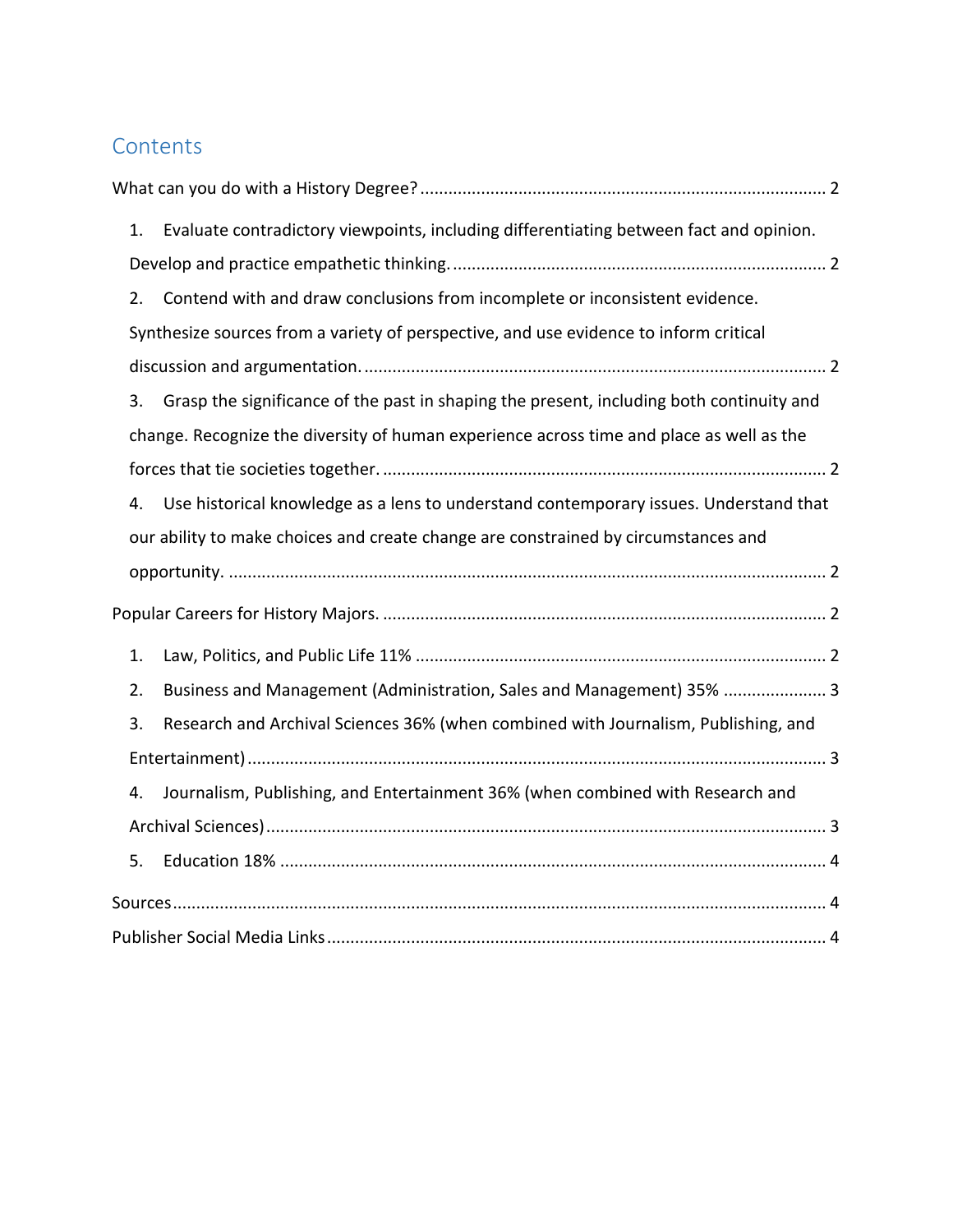## Contents

What can you do with a History Degree? ..................................................... 2

1. Evaluate contradictory viewpoints, including differentiating between fact and opinion. Develop and practice empathetic thinking. ..................................................... 2
2. Contend with and draw conclusions from incomplete or inconsistent evidence. Synthesize sources from a variety of perspective, and use evidence to inform critical discussion and argumentation. ..................................................... 2
3. Grasp the significance of the past in shaping the present, including both continuity and change. Recognize the diversity of human experience across time and place as well as the forces that tie societies together. ..................................................... 2
4. Use historical knowledge as a lens to understand contemporary issues. Understand that our ability to make choices and create change are constrained by circumstances and opportunity. ..................................................... 2

Popular Careers for History Majors. ..................................................... 2

1. Law, Politics, and Public Life 11% ..................................................... 2
2. Business and Management (Administration, Sales and Management) 35% ..................... 3
3. Research and Archival Sciences 36% (when combined with Journalism, Publishing, and Entertainment) ..................................................... 3
4. Journalism, Publishing, and Entertainment 36% (when combined with Research and Archival Sciences) ..................................................... 3
5. Education 18% ..................................................... 4

Sources ..................................................... 4

Publisher Social Media Links ..................................................... 4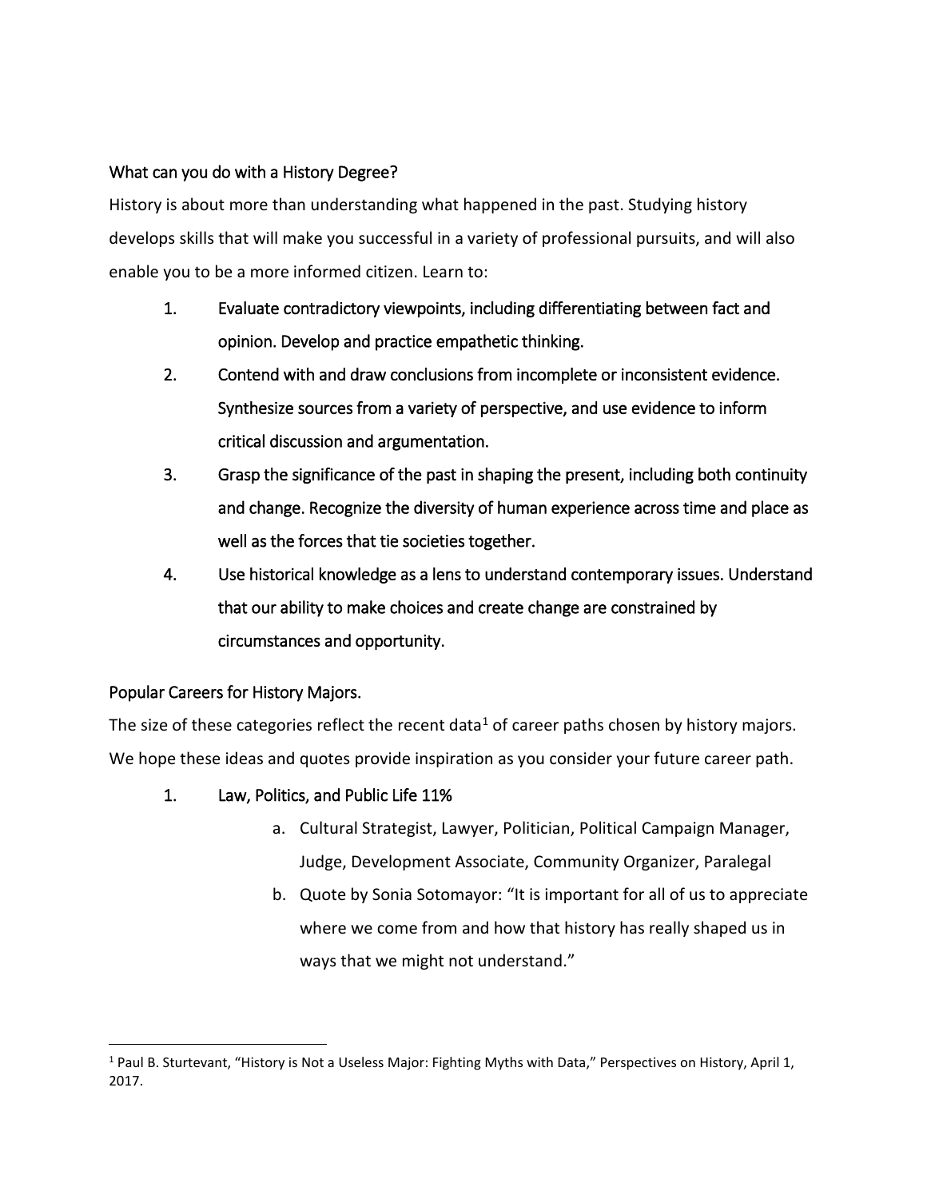## What can you do with a History Degree?

History is about more than understanding what happened in the past. Studying history develops skills that will make you successful in a variety of professional pursuits, and will also enable you to be a more informed citizen. Learn to:

1. Evaluate contradictory viewpoints, including differentiating between fact and opinion. Develop and practice empathetic thinking.
2. Contend with and draw conclusions from incomplete or inconsistent evidence. Synthesize sources from a variety of perspective, and use evidence to inform critical discussion and argumentation.
3. Grasp the significance of the past in shaping the present, including both continuity and change. Recognize the diversity of human experience across time and place as well as the forces that tie societies together.
4. Use historical knowledge as a lens to understand contemporary issues. Understand that our ability to make choices and create change are constrained by circumstances and opportunity.

## Popular Careers for History Majors.

The size of these categories reflect the recent data[1] of career paths chosen by history majors. We hope these ideas and quotes provide inspiration as you consider your future career path.

1. Law, Politics, and Public Life 11%
    a. Cultural Strategist, Lawyer, Politician, Political Campaign Manager, Judge, Development Associate, Community Organizer, Paralegal
    b. Quote by Sonia Sotomayor: "It is important for all of us to appreciate where we come from and how that history has really shaped us in ways that we might not understand."

---

[1] Paul B. Sturtevant, "History is Not a Useless Major: Fighting Myths with Data," Perspectives on History, April 1, 2017.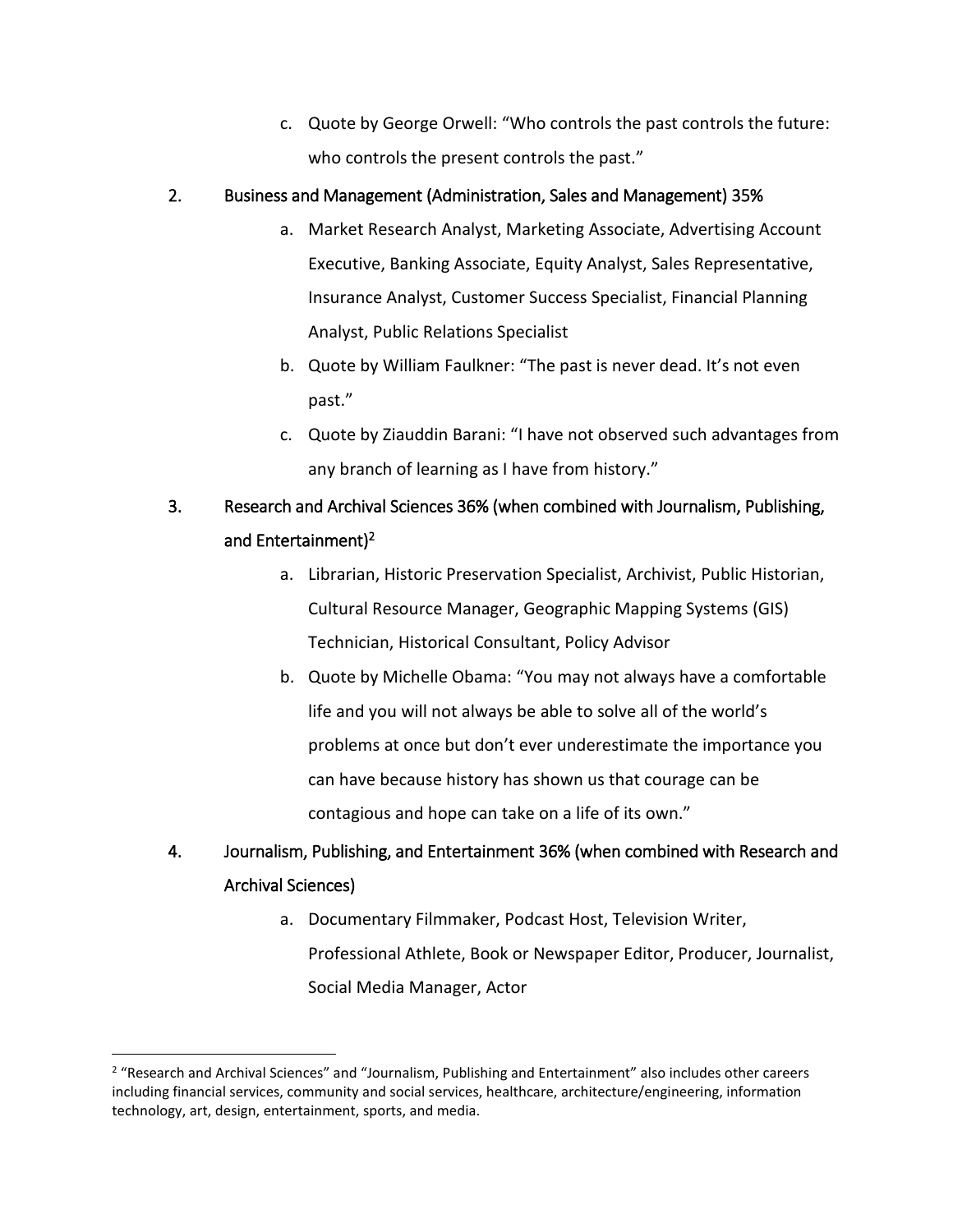c. Quote by George Orwell: "Who controls the past controls the future: who controls the present controls the past."

2. Business and Management (Administration, Sales and Management) 35%
   a. Market Research Analyst, Marketing Associate, Advertising Account Executive, Banking Associate, Equity Analyst, Sales Representative, Insurance Analyst, Customer Success Specialist, Financial Planning Analyst, Public Relations Specialist
   b. Quote by William Faulkner: "The past is never dead. It's not even past."
   c. Quote by Ziauddin Barani: "I have not observed such advantages from any branch of learning as I have from history."

3. Research and Archival Sciences 36% (when combined with Journalism, Publishing, and Entertainment)[2]
   a. Librarian, Historic Preservation Specialist, Archivist, Public Historian, Cultural Resource Manager, Geographic Mapping Systems (GIS) Technician, Historical Consultant, Policy Advisor
   b. Quote by Michelle Obama: "You may not always have a comfortable life and you will not always be able to solve all of the world's problems at once but don't ever underestimate the importance you can have because history has shown us that courage can be contagious and hope can take on a life of its own."

4. Journalism, Publishing, and Entertainment 36% (when combined with Research and Archival Sciences)
   a. Documentary Filmmaker, Podcast Host, Television Writer, Professional Athlete, Book or Newspaper Editor, Producer, Journalist, Social Media Manager, Actor

---

[2] "Research and Archival Sciences" and "Journalism, Publishing and Entertainment" also includes other careers including financial services, community and social services, healthcare, architecture/engineering, information technology, art, design, entertainment, sports, and media.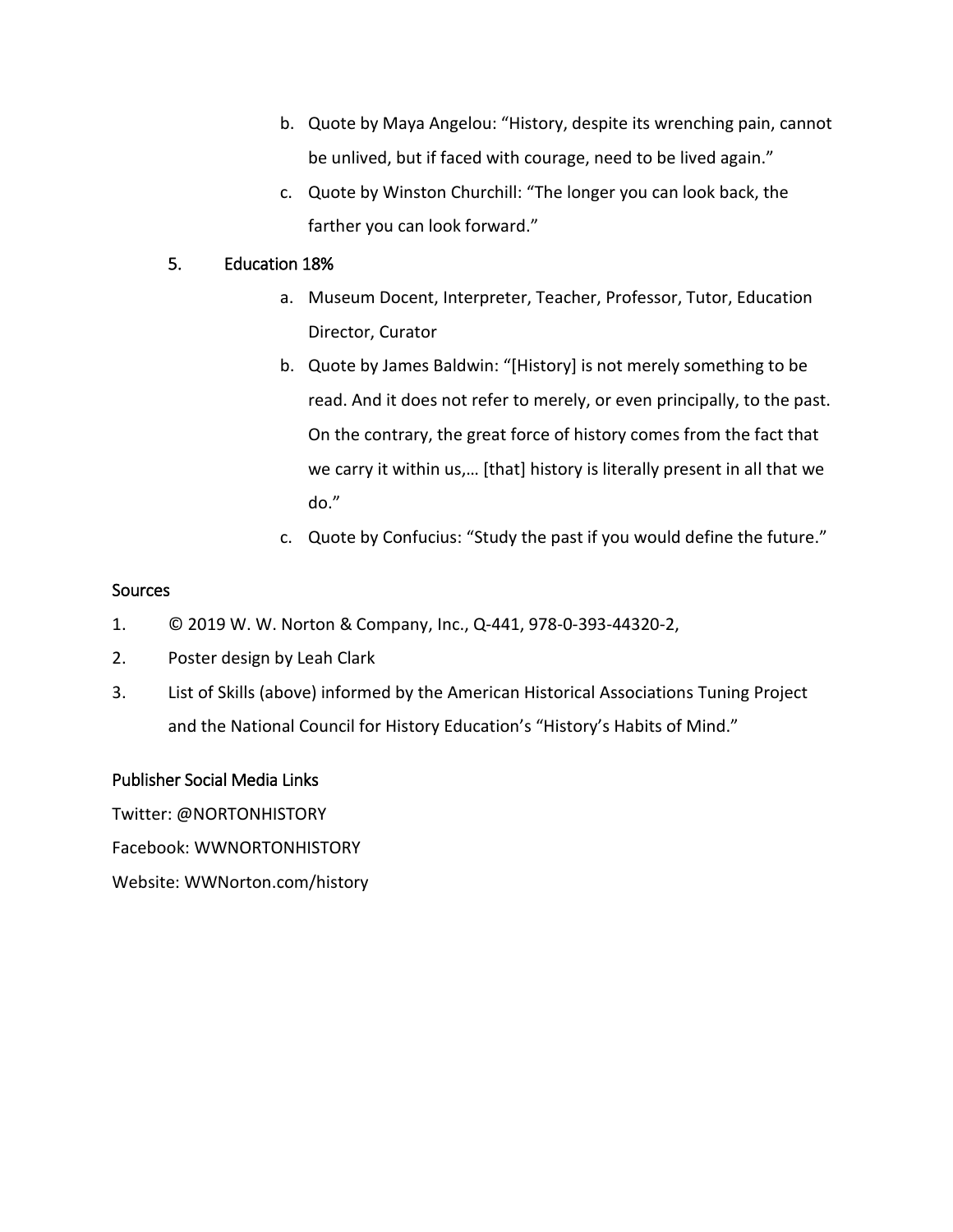b. Quote by Maya Angelou: "History, despite its wrenching pain, cannot be unlived, but if faced with courage, need to be lived again."
   c. Quote by Winston Churchill: "The longer you can look back, the farther you can look forward."

5. Education 18%
   a. Museum Docent, Interpreter, Teacher, Professor, Tutor, Education Director, Curator
   b. Quote by James Baldwin: "[History] is not merely something to be read. And it does not refer to merely, or even principally, to the past. On the contrary, the great force of history comes from the fact that we carry it within us,… [that] history is literally present in all that we do."
   c. Quote by Confucius: "Study the past if you would define the future."

## Sources

1. © 2019 W. W. Norton & Company, Inc., Q-441, 978-0-393-44320-2,
2. Poster design by Leah Clark
3. List of Skills (above) informed by the American Historical Associations Tuning Project and the National Council for History Education's "History's Habits of Mind."

## Publisher Social Media Links

Twitter: @NORTONHISTORY

Facebook: WWNORTONHISTORY

Website: WWNorton.com/history